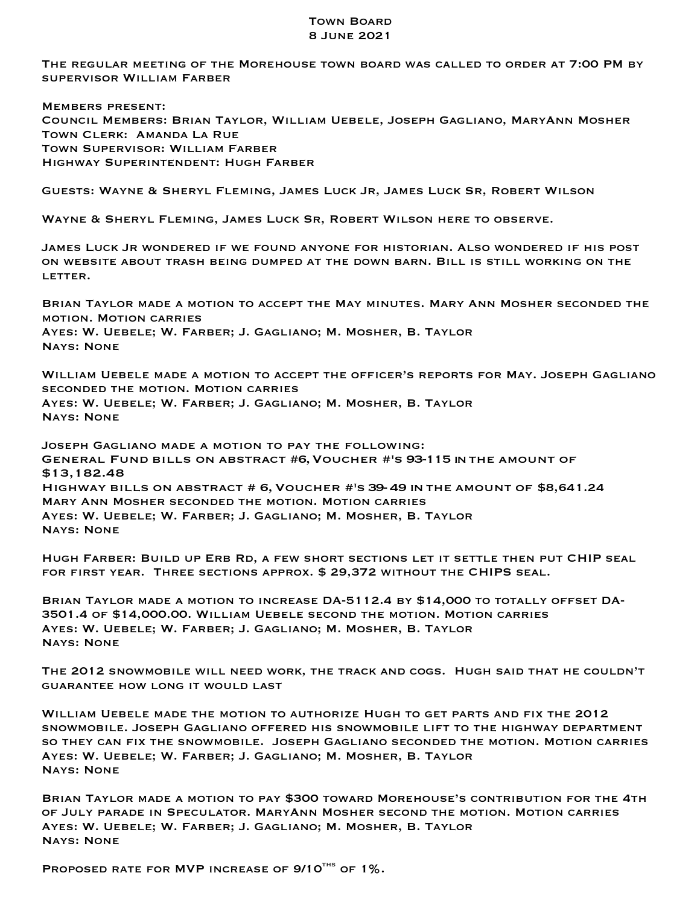# Town Board
## 8 June 2021

The regular meeting of the Morehouse town board was called to order at 7:00 PM by supervisor William Farber

Members present:
Council Members: Brian Taylor, William Uebele, Joseph Gagliano, MaryAnn Mosher
Town Clerk: Amanda La Rue
Town Supervisor: William Farber
Highway Superintendent: Hugh Farber

Guests: Wayne & Sheryl Fleming, James Luck Jr, James Luck Sr, Robert Wilson

Wayne & Sheryl Fleming, James Luck Sr, Robert Wilson here to observe.

James Luck Jr wondered if we found anyone for historian. Also wondered if his post on website about trash being dumped at the down barn. Bill is still working on the letter.

Brian Taylor made a motion to accept the May minutes. Mary Ann Mosher seconded the motion. Motion carries
Ayes: W. Uebele; W. Farber; J. Gagliano; M. Mosher, B. Taylor
Nays: None

William Uebele made a motion to accept the officer's reports for May. Joseph Gagliano seconded the motion. Motion carries
Ayes: W. Uebele; W. Farber; J. Gagliano; M. Mosher, B. Taylor
Nays: None

Joseph Gagliano made a motion to pay the following:
General Fund bills on abstract #6, Voucher #'s 93-115 in the amount of $13,182.48
Highway bills on abstract # 6, Voucher #'s 39-49 in the amount of $8,641.24
Mary Ann Mosher seconded the motion. Motion carries
Ayes: W. Uebele; W. Farber; J. Gagliano; M. Mosher, B. Taylor
Nays: None

Hugh Farber: Build up Erb Rd, a few short sections let it settle then put CHIP seal for first year. Three sections approx. $ 29,372 without the CHIPS seal.

Brian Taylor made a motion to increase DA-5112.4 by $14,000 to totally offset DA-3501.4 of $14,000.00. William Uebele second the motion. Motion carries
Ayes: W. Uebele; W. Farber; J. Gagliano; M. Mosher, B. Taylor
Nays: None

The 2012 snowmobile will need work, the track and cogs. Hugh said that he couldn't guarantee how long it would last

William Uebele made the motion to authorize Hugh to get parts and fix the 2012 snowmobile. Joseph Gagliano offered his snowmobile lift to the highway department so they can fix the snowmobile. Joseph Gagliano seconded the motion. Motion carries
Ayes: W. Uebele; W. Farber; J. Gagliano; M. Mosher, B. Taylor
Nays: None

Brian Taylor made a motion to pay $300 toward Morehouse's contribution for the 4th of July parade in Speculator. MaryAnn Mosher second the motion. Motion carries
Ayes: W. Uebele; W. Farber; J. Gagliano; M. Mosher, B. Taylor
Nays: None

Proposed rate for MVP increase of 9/10$^{ths}$ of 1%.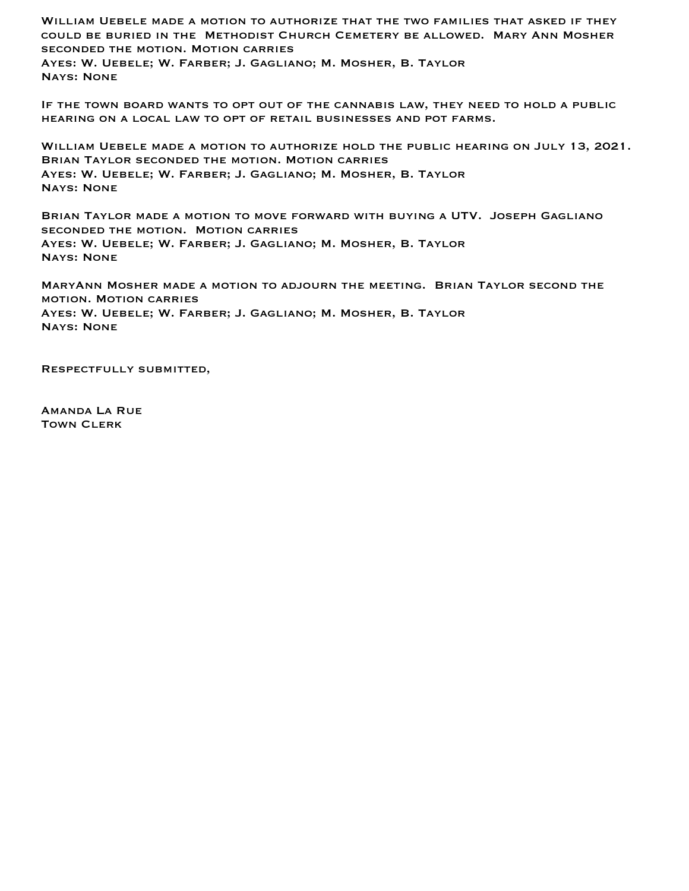William Uebele made a motion to authorize that the two families that asked if they could be buried in the Methodist Church Cemetery be allowed. Mary Ann Mosher seconded the motion. Motion carries
Ayes: W. Uebele; W. Farber; J. Gagliano; M. Mosher, B. Taylor
Nays: None

If the town board wants to opt out of the cannabis law, they need to hold a public hearing on a local law to opt of retail businesses and pot farms.

William Uebele made a motion to authorize hold the public hearing on July 13, 2021. Brian Taylor seconded the motion. Motion carries
Ayes: W. Uebele; W. Farber; J. Gagliano; M. Mosher, B. Taylor
Nays: None

Brian Taylor made a motion to move forward with buying a UTV. Joseph Gagliano seconded the motion. Motion carries
Ayes: W. Uebele; W. Farber; J. Gagliano; M. Mosher, B. Taylor
Nays: None

MaryAnn Mosher made a motion to adjourn the meeting. Brian Taylor second the motion. Motion carries
Ayes: W. Uebele; W. Farber; J. Gagliano; M. Mosher, B. Taylor
Nays: None

Respectfully submitted,

Amanda La Rue
Town Clerk